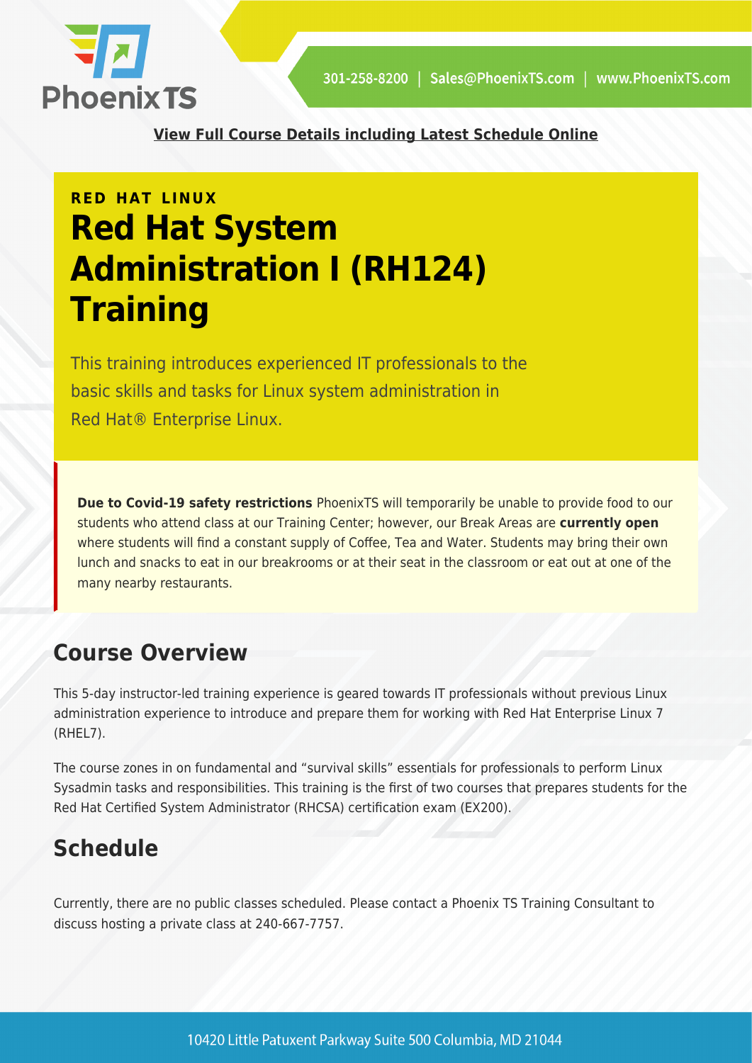**View Full Course Details including Latest Schedule Online**

**RED HAT LINUX**

# Red Hat System Administration I (RH124) Training

This training introduces experienced IT professionals to the basic skills and tasks for Linux system administration in Red Hat® Enterprise Linux.

**Due to Covid-19 safety restrictions** PhoenixTS will temporarily be unable to provide food to our students who attend class at our Training Center; however, our Break Areas are **currently open** where students will find a constant supply of Coffee, Tea and Water. Students may bring their own lunch and snacks to eat in our breakrooms or at their seat in the classroom or eat out at one of the many nearby restaurants.

## Course Overview

This 5-day instructor-led training experience is geared towards IT professionals without previous Linux administration experience to introduce and prepare them for working with Red Hat Enterprise Linux 7 (RHEL7).

The course zones in on fundamental and "survival skills" essentials for professionals to perform Linux Sysadmin tasks and responsibilities. This training is the first of two courses that prepares students for the Red Hat Certified System Administrator (RHCSA) certification exam (EX200).

## Schedule

Currently, there are no public classes scheduled. Please contact a Phoenix TS Training Consultant to discuss hosting a private class at 240-667-7757.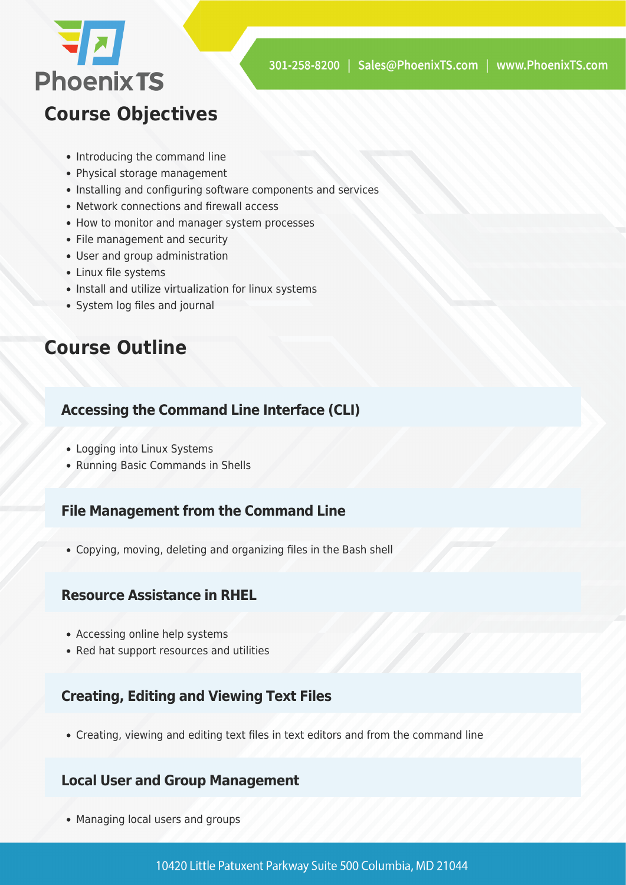## Course Objectives

- Introducing the command line
- Physical storage management
- Installing and configuring software components and services
- Network connections and firewall access
- How to monitor and manager system processes
- File management and security
- User and group administration
- Linux file systems
- Install and utilize virtualization for linux systems
- System log files and journal

## Course Outline

### Accessing the Command Line Interface (CLI)

- Logging into Linux Systems
- Running Basic Commands in Shells

### File Management from the Command Line

- Copying, moving, deleting and organizing files in the Bash shell

### Resource Assistance in RHEL

- Accessing online help systems
- Red hat support resources and utilities

### Creating, Editing and Viewing Text Files

- Creating, viewing and editing text files in text editors and from the command line

### Local User and Group Management

- Managing local users and groups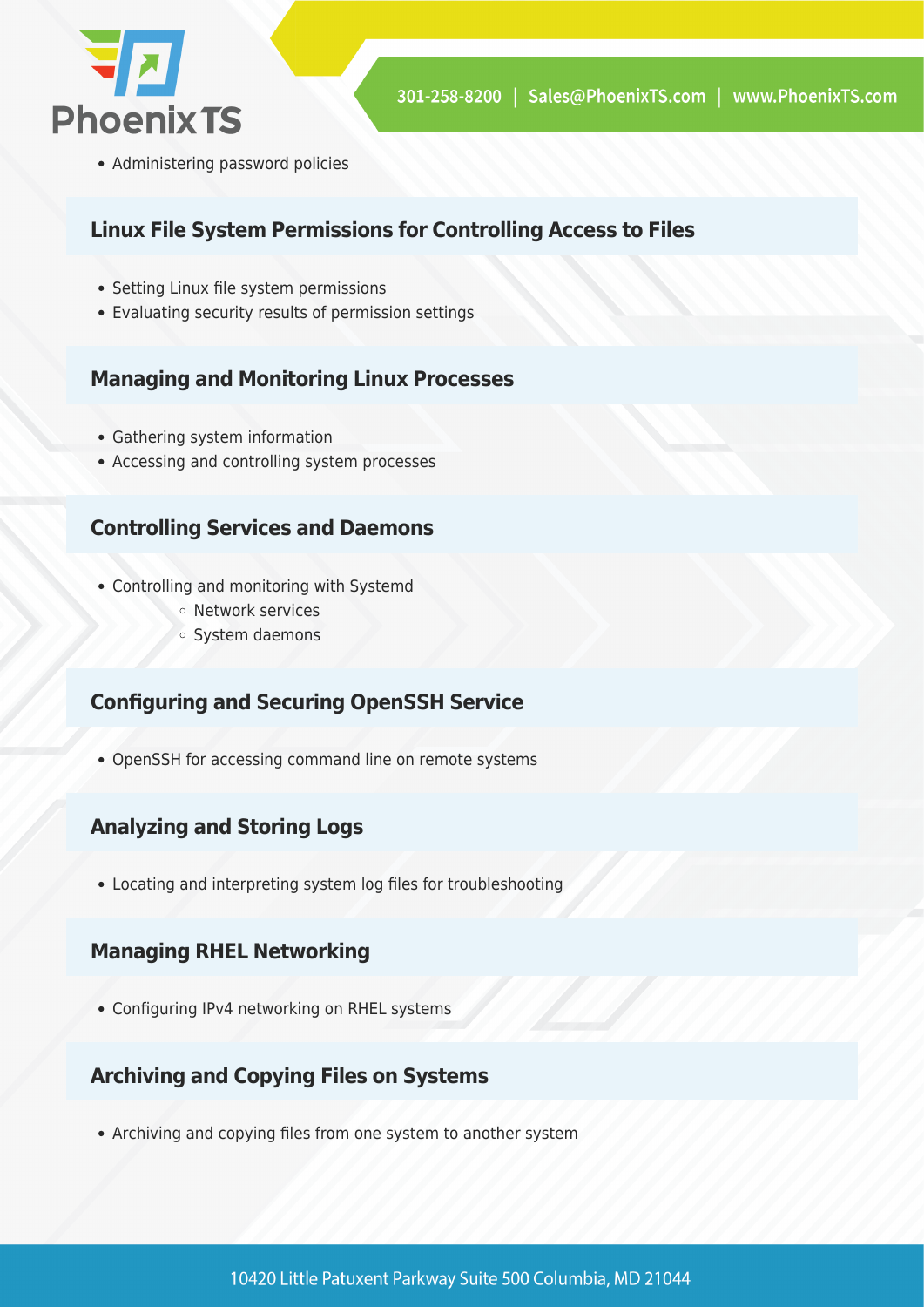- Administering password policies

### Linux File System Permissions for Controlling Access to Files

- Setting Linux file system permissions
- Evaluating security results of permission settings

### Managing and Monitoring Linux Processes

- Gathering system information
- Accessing and controlling system processes

### Controlling Services and Daemons

- Controlling and monitoring with Systemd
    - Network services
    - System daemons

### Configuring and Securing OpenSSH Service

- OpenSSH for accessing command line on remote systems

### Analyzing and Storing Logs

- Locating and interpreting system log files for troubleshooting

### Managing RHEL Networking

- Configuring IPv4 networking on RHEL systems

### Archiving and Copying Files on Systems

- Archiving and copying files from one system to another system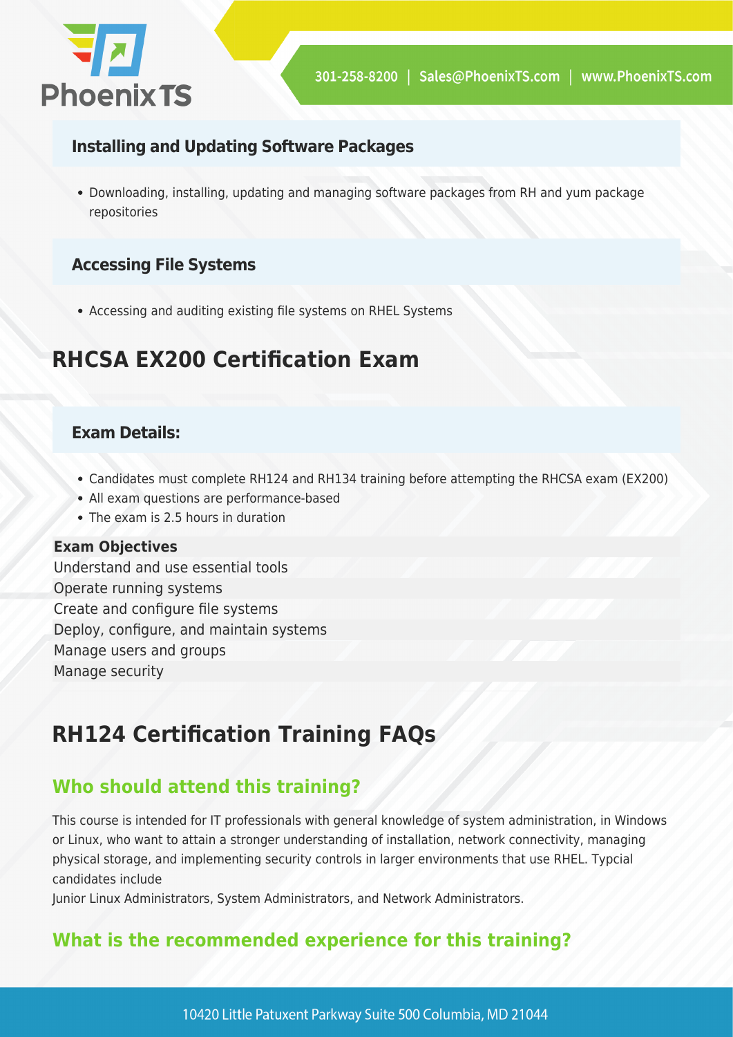### Installing and Updating Software Packages

- Downloading, installing, updating and managing software packages from RH and yum package repositories

### Accessing File Systems

- Accessing and auditing existing file systems on RHEL Systems

## RHCSA EX200 Certification Exam

### Exam Details:

- Candidates must complete RH124 and RH134 training before attempting the RHCSA exam (EX200)
- All exam questions are performance-based
- The exam is 2.5 hours in duration

| Exam Objectives |
|---|
| Understand and use essential tools |
| Operate running systems |
| Create and configure file systems |
| Deploy, configure, and maintain systems |
| Manage users and groups |
| Manage security |

## RH124 Certification Training FAQs

### Who should attend this training?

This course is intended for IT professionals with general knowledge of system administration, in Windows or Linux, who want to attain a stronger understanding of installation, network connectivity, managing physical storage, and implementing security controls in larger environments that use RHEL. Typcial candidates include
Junior Linux Administrators, System Administrators, and Network Administrators.

### What is the recommended experience for this training?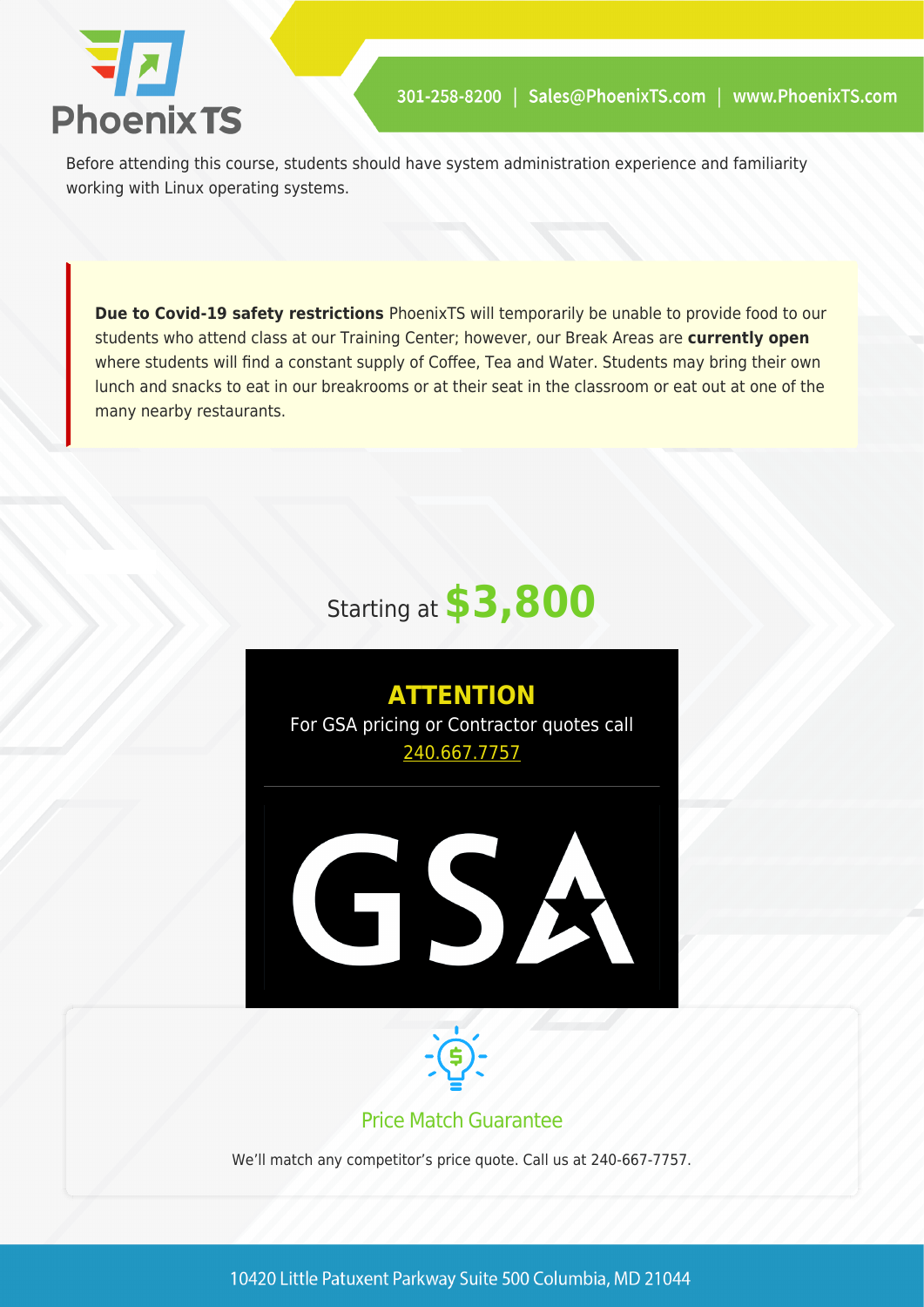Before attending this course, students should have system administration experience and familiarity working with Linux operating systems.

**Due to Covid-19 safety restrictions** PhoenixTS will temporarily be unable to provide food to our students who attend class at our Training Center; however, our Break Areas are **currently open** where students will find a constant supply of Coffee, Tea and Water. Students may bring their own lunch and snacks to eat in our breakrooms or at their seat in the classroom or eat out at one of the many nearby restaurants.

Starting at **$3,800**

**ATTENTION**

For GSA pricing or Contractor quotes call 240.667.7757

GSA

Price Match Guarantee

We'll match any competitor's price quote. Call us at 240-667-7757.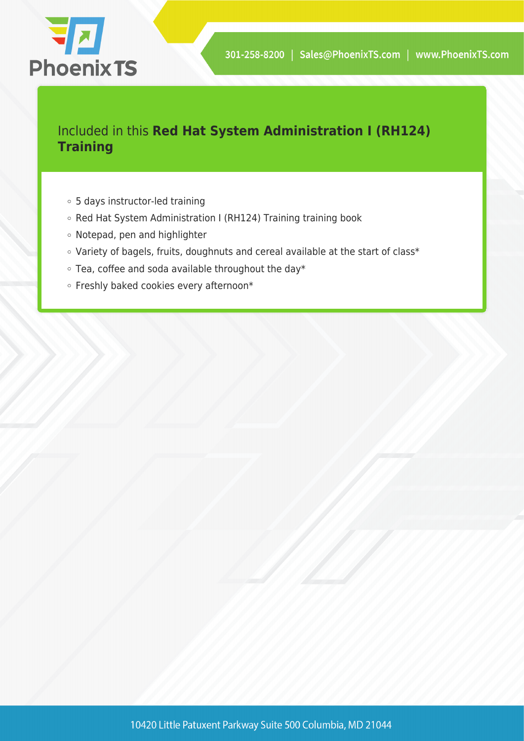## Included in this **Red Hat System Administration I (RH124) Training**

- 5 days instructor-led training
- Red Hat System Administration I (RH124) Training training book
- Notepad, pen and highlighter
- Variety of bagels, fruits, doughnuts and cereal available at the start of class*
- Tea, coffee and soda available throughout the day*
- Freshly baked cookies every afternoon*